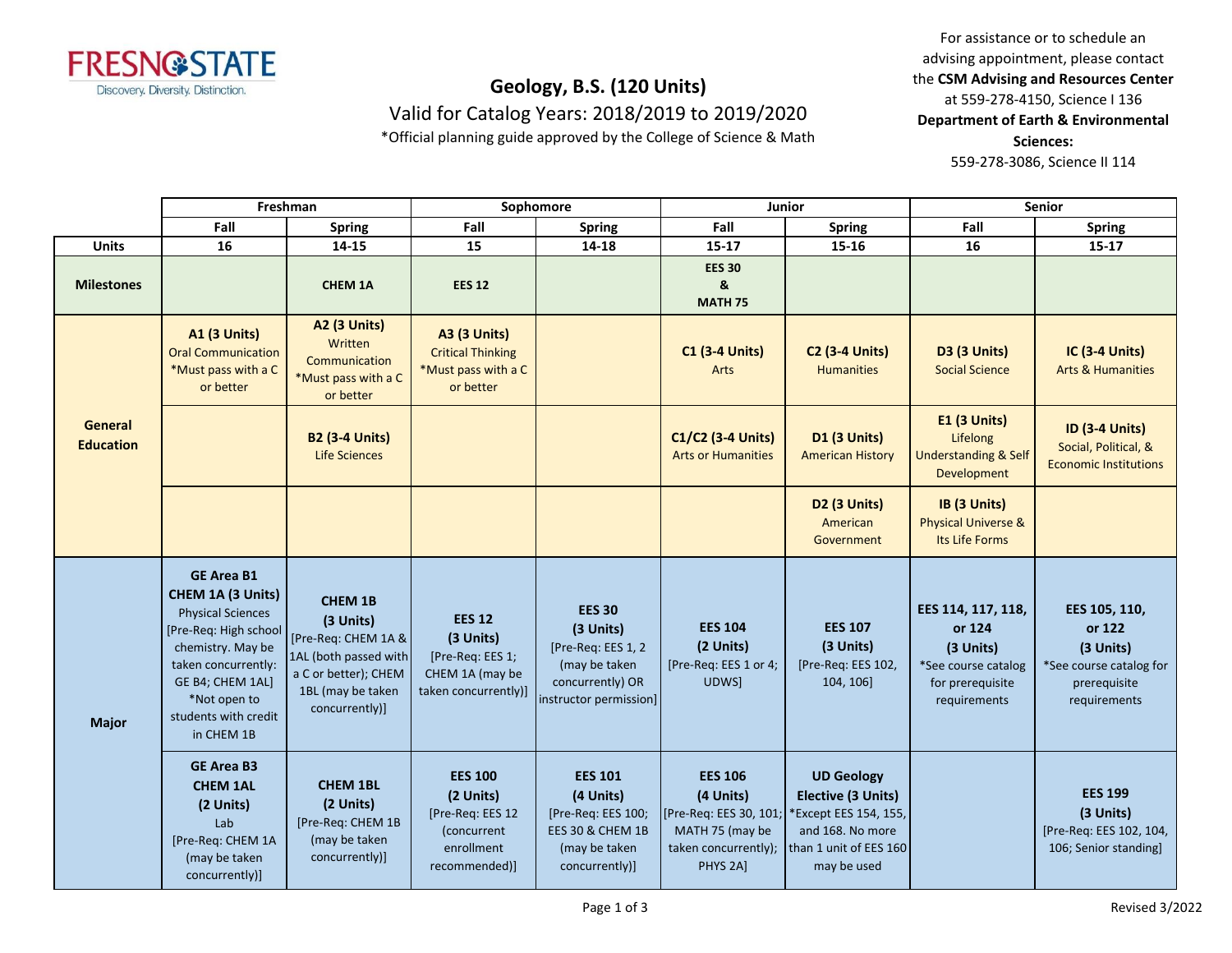# Geology, B.S. (120 Units)

Valid for Catalog Years: 2018/2019 to 2019/2020

*Official planning guide approved by the College of Science & Math

For assistance or to schedule an advising appointment, please contact the **CSM Advising and Resources Center** at 559-278-4150, Science I 136

**Department of Earth & Environmental Sciences:**
559-278-3086, Science II 114

| | Freshman | | Sophomore | | Junior | | Senior | |
|---|---|---|---|---|---|---|---|---|
| | Fall | Spring | Fall | Spring | Fall | Spring | Fall | Spring |
| **Units** | 16 | 14-15 | 15 | 14-18 | 15-17 | 15-16 | 16 | 15-17 |
| **Milestones** | | **CHEM 1A** | **EES 12** | | **EES 30 & MATH 75** | | | |
| **General Education** | **A1 (3 Units)** Oral Communication *Must pass with a C or better | **A2 (3 Units)** Written Communication *Must pass with a C or better | **A3 (3 Units)** Critical Thinking *Must pass with a C or better | | **C1 (3-4 Units)** Arts | **C2 (3-4 Units)** Humanities | **D3 (3 Units)** Social Science | **IC (3-4 Units)** Arts & Humanities |
| | | **B2 (3-4 Units)** Life Sciences | | | **C1/C2 (3-4 Units)** Arts or Humanities | **D1 (3 Units)** American History | **E1 (3 Units)** Lifelong Understanding & Self Development | **ID (3-4 Units)** Social, Political, & Economic Institutions |
| | | | | | | **D2 (3 Units)** American Government | **IB (3 Units)** Physical Universe & Its Life Forms | |
| **Major** | **GE Area B1 CHEM 1A (3 Units)** Physical Sciences [Pre-Req: High school chemistry. May be taken concurrently: GE B4; CHEM 1AL] *Not open to students with credit in CHEM 1B | **CHEM 1B (3 Units)** [Pre-Req: CHEM 1A & 1AL (both passed with a C or better); CHEM 1BL (may be taken concurrently)] | **EES 12 (3 Units)** [Pre-Req: EES 1; CHEM 1A (may be taken concurrently)] | **EES 30 (3 Units)** [Pre-Req: EES 1, 2 (may be taken concurrently) OR instructor permission] | **EES 104 (2 Units)** [Pre-Req: EES 1 or 4; UDWS] | **EES 107 (3 Units)** [Pre-Req: EES 102, 104, 106] | **EES 114, 117, 118, or 124 (3 Units)** *See course catalog for prerequisite requirements | **EES 105, 110, or 122 (3 Units)** *See course catalog for prerequisite requirements |
| | **GE Area B3 CHEM 1AL (2 Units)** Lab [Pre-Req: CHEM 1A (may be taken concurrently)] | **CHEM 1BL (2 Units)** [Pre-Req: CHEM 1B (may be taken concurrently)] | **EES 100 (2 Units)** [Pre-Req: EES 12 (concurrent enrollment recommended)] | **EES 101 (4 Units)** [Pre-Req: EES 100; EES 30 & CHEM 1B (may be taken concurrently)] | **EES 106 (4 Units)** [Pre-Req: EES 30, 101; MATH 75 (may be taken concurrently); PHYS 2A] | **UD Geology Elective (3 Units)** *Except EES 154, 155, and 168. No more than 1 unit of EES 160 may be used | | **EES 199 (3 Units)** [Pre-Req: EES 102, 104, 106; Senior standing] |

Revised 3/2022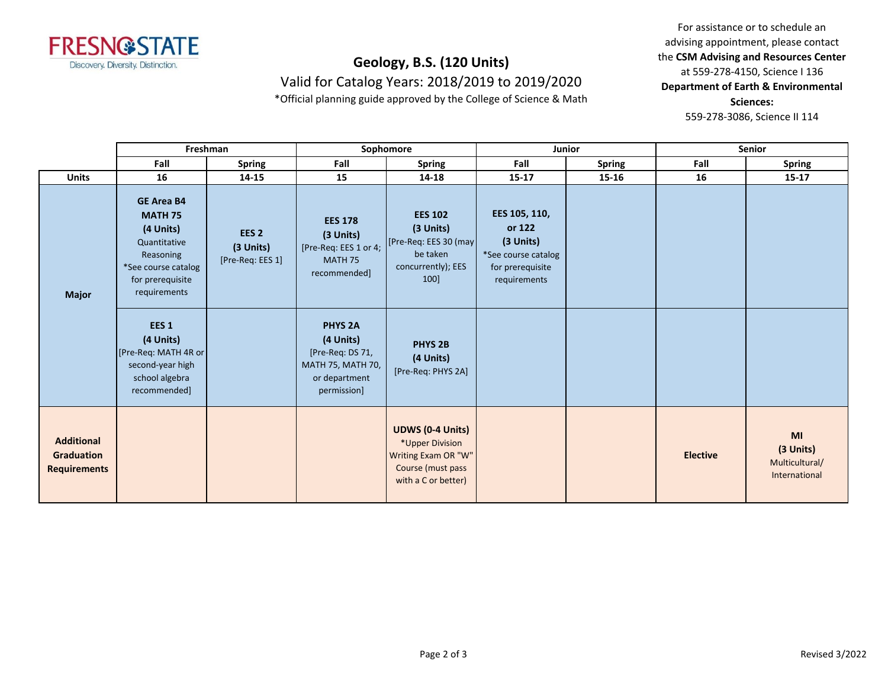# Geology, B.S. (120 Units)

Valid for Catalog Years: 2018/2019 to 2019/2020

*Official planning guide approved by the College of Science & Math

For assistance or to schedule an advising appointment, please contact the **CSM Advising and Resources Center** at 559-278-4150, Science I 136

**Department of Earth & Environmental Sciences:**
559-278-3086, Science II 114

| | Freshman | | Sophomore | | Junior | | Senior | |
|---|---|---|---|---|---|---|---|---|
| | Fall | Spring | Fall | Spring | Fall | Spring | Fall | Spring |
| **Units** | 16 | 14-15 | 15 | 14-18 | 15-17 | 15-16 | 16 | 15-17 |
| **Major** | **GE Area B4 MATH 75 (4 Units)** Quantitative Reasoning *See course catalog for prerequisite requirements | **EES 2 (3 Units)** [Pre-Req: EES 1] | **EES 178 (3 Units)** [Pre-Req: EES 1 or 4; MATH 75 recommended] | **EES 102 (3 Units)** [Pre-Req: EES 30 (may be taken concurrently); EES 100] | **EES 105, 110, or 122 (3 Units)** *See course catalog for prerequisite requirements | | | |
| **Major** | **EES 1 (4 Units)** [Pre-Req: MATH 4R or second-year high school algebra recommended] | | **PHYS 2A (4 Units)** [Pre-Req: DS 71, MATH 75, MATH 70, or department permission] | **PHYS 2B (4 Units)** [Pre-Req: PHYS 2A] | | | | |
| **Additional Graduation Requirements** | | | | **UDWS (0-4 Units)** *Upper Division Writing Exam OR "W" Course (must pass with a C or better) | | | **Elective** | **MI (3 Units)** Multicultural/ International |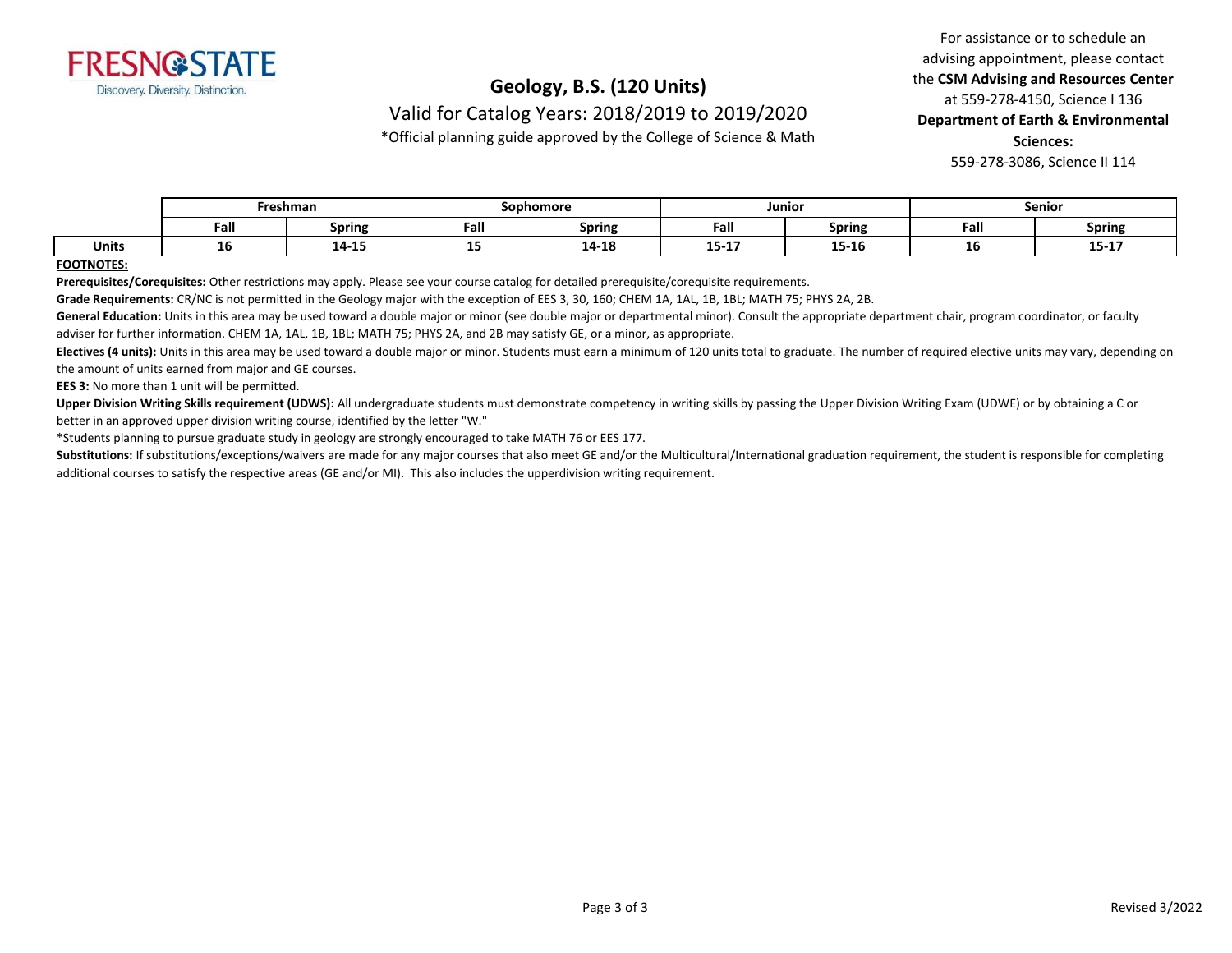FRESNO STATE
Discovery. Diversity. Distinction.

# Geology, B.S. (120 Units)

Valid for Catalog Years: 2018/2019 to 2019/2020

*Official planning guide approved by the College of Science & Math

For assistance or to schedule an advising appointment, please contact the **CSM Advising and Resources Center** at 559-278-4150, Science I 136
**Department of Earth & Environmental Sciences:**
559-278-3086, Science II 114

| | Freshman | | Sophomore | | Junior | | Senior | |
|---|---|---|---|---|---|---|---|---|
| | **Fall** | **Spring** | **Fall** | **Spring** | **Fall** | **Spring** | **Fall** | **Spring** |
| **Units** | **16** | **14-15** | **15** | **14-18** | **15-17** | **15-16** | **16** | **15-17** |

**FOOTNOTES:**

**Prerequisites/Corequisites:** Other restrictions may apply. Please see your course catalog for detailed prerequisite/corequisite requirements.

**Grade Requirements:** CR/NC is not permitted in the Geology major with the exception of EES 3, 30, 160; CHEM 1A, 1AL, 1B, 1BL; MATH 75; PHYS 2A, 2B.

**General Education:** Units in this area may be used toward a double major or minor (see double major or departmental minor). Consult the appropriate department chair, program coordinator, or faculty adviser for further information. CHEM 1A, 1AL, 1B, 1BL; MATH 75; PHYS 2A, and 2B may satisfy GE, or a minor, as appropriate.

**Electives (4 units):** Units in this area may be used toward a double major or minor. Students must earn a minimum of 120 units total to graduate. The number of required elective units may vary, depending on the amount of units earned from major and GE courses.

**EES 3:** No more than 1 unit will be permitted.

**Upper Division Writing Skills requirement (UDWS):** All undergraduate students must demonstrate competency in writing skills by passing the Upper Division Writing Exam (UDWE) or by obtaining a C or better in an approved upper division writing course, identified by the letter "W."

*Students planning to pursue graduate study in geology are strongly encouraged to take MATH 76 or EES 177.

**Substitutions:** If substitutions/exceptions/waivers are made for any major courses that also meet GE and/or the Multicultural/International graduation requirement, the student is responsible for completing additional courses to satisfy the respective areas (GE and/or MI). This also includes the upperdivision writing requirement.

Revised 3/2022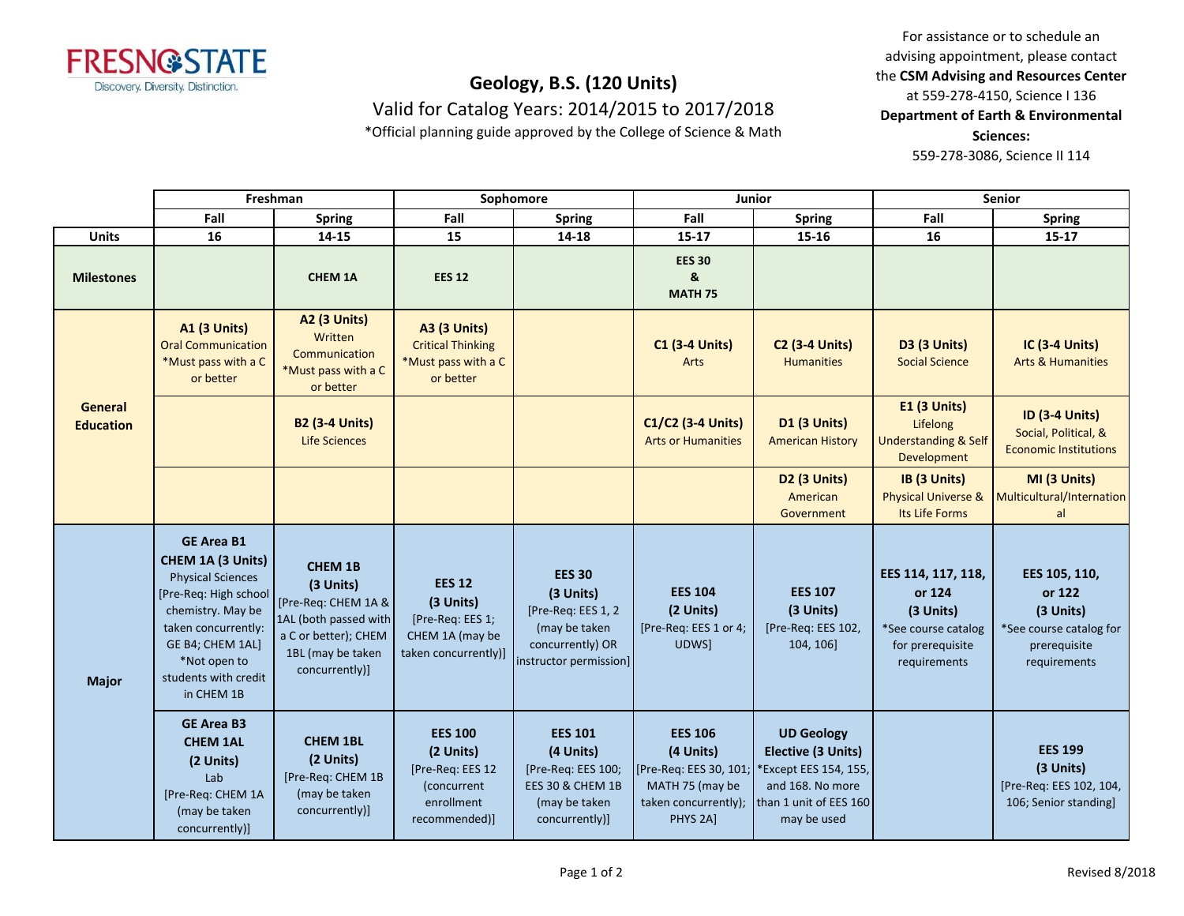# Geology, B.S. (120 Units)

Valid for Catalog Years: 2014/2015 to 2017/2018

*Official planning guide approved by the College of Science & Math

For assistance or to schedule an advising appointment, please contact the **CSM Advising and Resources Center** at 559-278-4150, Science I 136

**Department of Earth & Environmental Sciences:**
559-278-3086, Science II 114

| | Freshman | | Sophomore | | Junior | | Senior | |
|---|---|---|---|---|---|---|---|---|
| | **Fall** | **Spring** | **Fall** | **Spring** | **Fall** | **Spring** | **Fall** | **Spring** |
| **Units** | 16 | 14-15 | 15 | 14-18 | 15-17 | 15-16 | 16 | 15-17 |
| **Milestones** | | CHEM 1A | EES 12 | | EES 30 & MATH 75 | | | |
| **General Education** | **A1 (3 Units)** Oral Communication *Must pass with a C or better | **A2 (3 Units)** Written Communication *Must pass with a C or better | **A3 (3 Units)** Critical Thinking *Must pass with a C or better | | **C1 (3-4 Units)** Arts | **C2 (3-4 Units)** Humanities | **D3 (3 Units)** Social Science | **IC (3-4 Units)** Arts & Humanities |
| | | **B2 (3-4 Units)** Life Sciences | | | **C1/C2 (3-4 Units)** Arts or Humanities | **D1 (3 Units)** American History | **E1 (3 Units)** Lifelong Understanding & Self Development | **ID (3-4 Units)** Social, Political, & Economic Institutions |
| | | | | | | **D2 (3 Units)** American Government | **IB (3 Units)** Physical Universe & Its Life Forms | **MI (3 Units)** Multicultural/International |
| **Major** | **GE Area B1 CHEM 1A (3 Units)** Physical Sciences [Pre-Req: High school chemistry. May be taken concurrently: GE B4; CHEM 1AL] *Not open to students with credit in CHEM 1B | **CHEM 1B (3 Units)** [Pre-Req: CHEM 1A & 1AL (both passed with a C or better); CHEM 1BL (may be taken concurrently)] | **EES 12 (3 Units)** [Pre-Req: EES 1; CHEM 1A (may be taken concurrently)] | **EES 30 (3 Units)** [Pre-Req: EES 1, 2 (may be taken concurrently) OR instructor permission] | **EES 104 (2 Units)** [Pre-Req: EES 1 or 4; UDWS] | **EES 107 (3 Units)** [Pre-Req: EES 102, 104, 106] | **EES 114, 117, 118, or 124 (3 Units)** *See course catalog for prerequisite requirements | **EES 105, 110, or 122 (3 Units)** *See course catalog for prerequisite requirements |
| | **GE Area B3 CHEM 1AL (2 Units)** Lab [Pre-Req: CHEM 1A (may be taken concurrently)] | **CHEM 1BL (2 Units)** [Pre-Req: CHEM 1B (may be taken concurrently)] | **EES 100 (2 Units)** [Pre-Req: EES 12 (concurrent enrollment recommended)] | **EES 101 (4 Units)** [Pre-Req: EES 100; EES 30 & CHEM 1B (may be taken concurrently)] | **EES 106 (4 Units)** [Pre-Req: EES 30, 101; MATH 75 (may be taken concurrently); PHYS 2A] | **UD Geology Elective (3 Units)** *Except EES 154, 155, and 168. No more than 1 unit of EES 160 may be used | | **EES 199 (3 Units)** [Pre-Req: EES 102, 104, 106; Senior standing] |

Revised 8/2018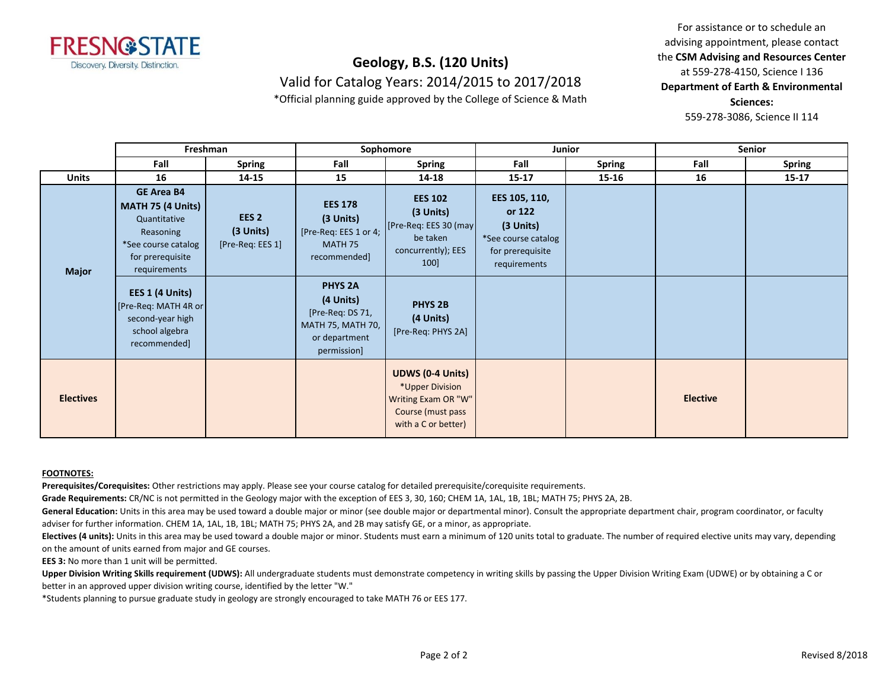# Geology, B.S. (120 Units)

Valid for Catalog Years: 2014/2015 to 2017/2018

*Official planning guide approved by the College of Science & Math

For assistance or to schedule an advising appointment, please contact the **CSM Advising and Resources Center** at 559-278-4150, Science I 136
**Department of Earth & Environmental Sciences:**
559-278-3086, Science II 114

| | Freshman | | Sophomore | | Junior | | Senior | |
|---|---|---|---|---|---|---|---|---|
| | **Fall** | **Spring** | **Fall** | **Spring** | **Fall** | **Spring** | **Fall** | **Spring** |
| **Units** | 16 | 14-15 | 15 | 14-18 | 15-17 | 15-16 | 16 | 15-17 |
| **Major** | **GE Area B4 MATH 75 (4 Units)** Quantitative Reasoning *See course catalog for prerequisite requirements | **EES 2 (3 Units)** [Pre-Req: EES 1] | **EES 178 (3 Units)** [Pre-Req: EES 1 or 4; MATH 75 recommended] | **EES 102 (3 Units)** [Pre-Req: EES 30 (may be taken concurrently); EES 100] | **EES 105, 110, or 122 (3 Units)** *See course catalog for prerequisite requirements | | | |
| **Major** | **EES 1 (4 Units)** [Pre-Req: MATH 4R or second-year high school algebra recommended] | | **PHYS 2A (4 Units)** [Pre-Req: DS 71, MATH 75, MATH 70, or department permission] | **PHYS 2B (4 Units)** [Pre-Req: PHYS 2A] | | | | |
| **Electives** | | | | **UDWS (0-4 Units)** *Upper Division Writing Exam OR "W" Course (must pass with a C or better) | | | **Elective** | |

**FOOTNOTES:**

**Prerequisites/Corequisites:** Other restrictions may apply. Please see your course catalog for detailed prerequisite/corequisite requirements.

**Grade Requirements:** CR/NC is not permitted in the Geology major with the exception of EES 3, 30, 160; CHEM 1A, 1AL, 1B, 1BL; MATH 75; PHYS 2A, 2B.

**General Education:** Units in this area may be used toward a double major or minor (see double major or departmental minor). Consult the appropriate department chair, program coordinator, or faculty adviser for further information. CHEM 1A, 1AL, 1B, 1BL; MATH 75; PHYS 2A, and 2B may satisfy GE, or a minor, as appropriate.

**Electives (4 units):** Units in this area may be used toward a double major or minor. Students must earn a minimum of 120 units total to graduate. The number of required elective units may vary, depending on the amount of units earned from major and GE courses.

**EES 3:** No more than 1 unit will be permitted.

**Upper Division Writing Skills requirement (UDWS):** All undergraduate students must demonstrate competency in writing skills by passing the Upper Division Writing Exam (UDWE) or by obtaining a C or better in an approved upper division writing course, identified by the letter "W."

*Students planning to pursue graduate study in geology are strongly encouraged to take MATH 76 or EES 177.

Revised 8/2018